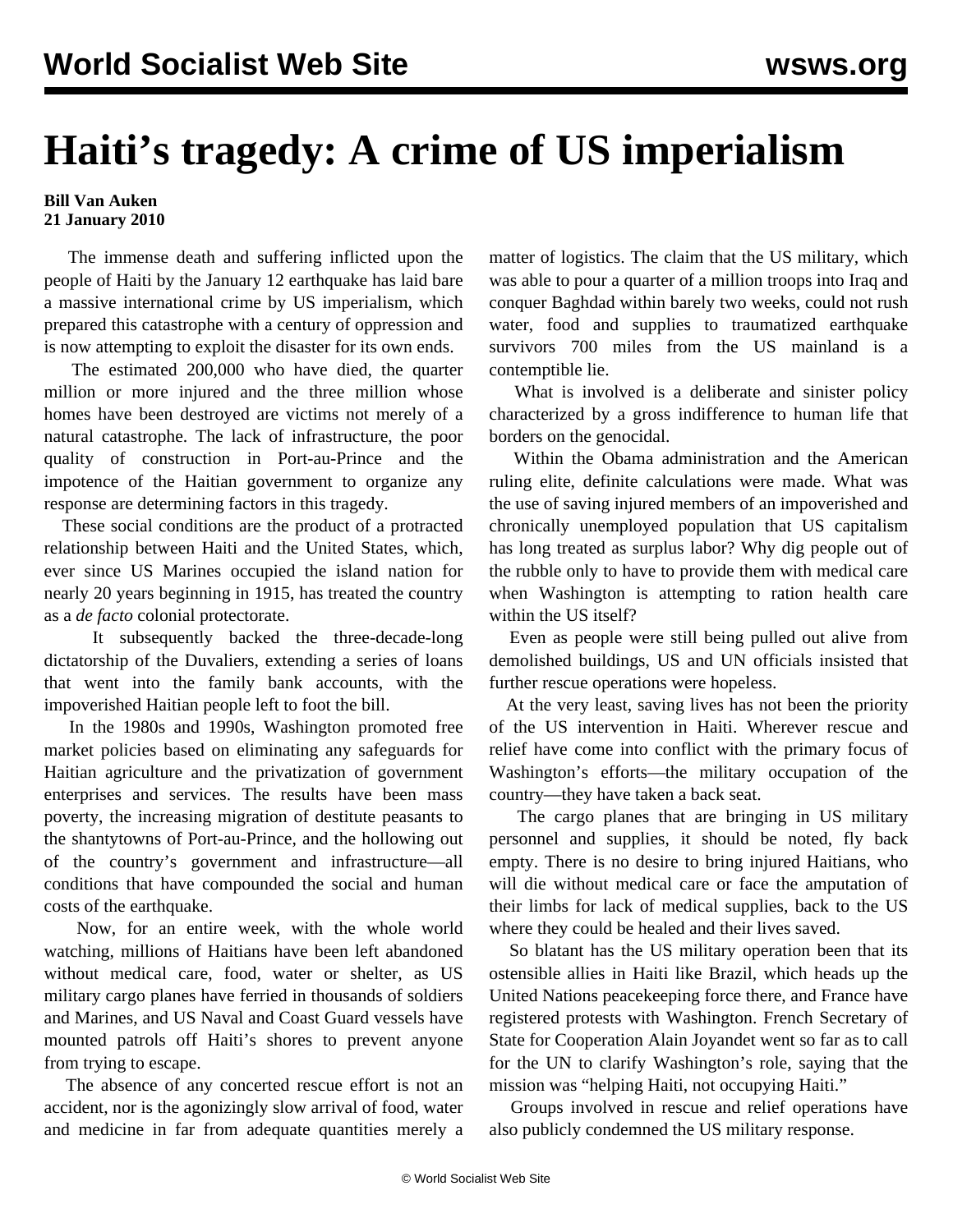# Haiti's tragedy: A crime of US imperialism

**Bill Van Auken**
**21 January 2010**

The immense death and suffering inflicted upon the people of Haiti by the January 12 earthquake has laid bare a massive international crime by US imperialism, which prepared this catastrophe with a century of oppression and is now attempting to exploit the disaster for its own ends.

The estimated 200,000 who have died, the quarter million or more injured and the three million whose homes have been destroyed are victims not merely of a natural catastrophe. The lack of infrastructure, the poor quality of construction in Port-au-Prince and the impotence of the Haitian government to organize any response are determining factors in this tragedy.

These social conditions are the product of a protracted relationship between Haiti and the United States, which, ever since US Marines occupied the island nation for nearly 20 years beginning in 1915, has treated the country as a *de facto* colonial protectorate.

It subsequently backed the three-decade-long dictatorship of the Duvaliers, extending a series of loans that went into the family bank accounts, with the impoverished Haitian people left to foot the bill.

In the 1980s and 1990s, Washington promoted free market policies based on eliminating any safeguards for Haitian agriculture and the privatization of government enterprises and services. The results have been mass poverty, the increasing migration of destitute peasants to the shantytowns of Port-au-Prince, and the hollowing out of the country's government and infrastructure—all conditions that have compounded the social and human costs of the earthquake.

Now, for an entire week, with the whole world watching, millions of Haitians have been left abandoned without medical care, food, water or shelter, as US military cargo planes have ferried in thousands of soldiers and Marines, and US Naval and Coast Guard vessels have mounted patrols off Haiti's shores to prevent anyone from trying to escape.

The absence of any concerted rescue effort is not an accident, nor is the agonizingly slow arrival of food, water and medicine in far from adequate quantities merely a matter of logistics. The claim that the US military, which was able to pour a quarter of a million troops into Iraq and conquer Baghdad within barely two weeks, could not rush water, food and supplies to traumatized earthquake survivors 700 miles from the US mainland is a contemptible lie.

What is involved is a deliberate and sinister policy characterized by a gross indifference to human life that borders on the genocidal.

Within the Obama administration and the American ruling elite, definite calculations were made. What was the use of saving injured members of an impoverished and chronically unemployed population that US capitalism has long treated as surplus labor? Why dig people out of the rubble only to have to provide them with medical care when Washington is attempting to ration health care within the US itself?

Even as people were still being pulled out alive from demolished buildings, US and UN officials insisted that further rescue operations were hopeless.

At the very least, saving lives has not been the priority of the US intervention in Haiti. Wherever rescue and relief have come into conflict with the primary focus of Washington's efforts—the military occupation of the country—they have taken a back seat.

The cargo planes that are bringing in US military personnel and supplies, it should be noted, fly back empty. There is no desire to bring injured Haitians, who will die without medical care or face the amputation of their limbs for lack of medical supplies, back to the US where they could be healed and their lives saved.

So blatant has the US military operation been that its ostensible allies in Haiti like Brazil, which heads up the United Nations peacekeeping force there, and France have registered protests with Washington. French Secretary of State for Cooperation Alain Joyandet went so far as to call for the UN to clarify Washington's role, saying that the mission was "helping Haiti, not occupying Haiti."

Groups involved in rescue and relief operations have also publicly condemned the US military response.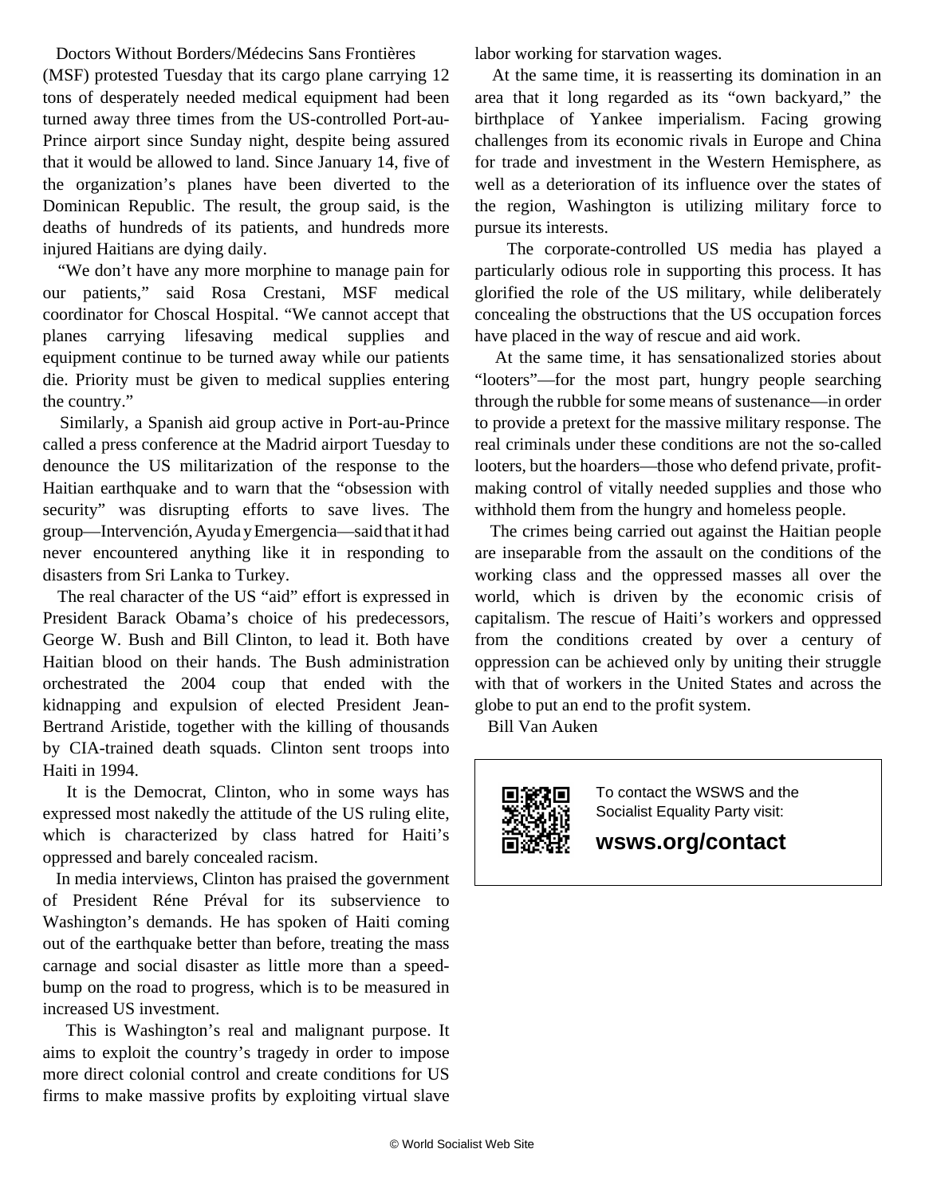Doctors Without Borders/Médecins Sans Frontières (MSF) protested Tuesday that its cargo plane carrying 12 tons of desperately needed medical equipment had been turned away three times from the US-controlled Port-au-Prince airport since Sunday night, despite being assured that it would be allowed to land. Since January 14, five of the organization's planes have been diverted to the Dominican Republic. The result, the group said, is the deaths of hundreds of its patients, and hundreds more injured Haitians are dying daily.

"We don't have any more morphine to manage pain for our patients," said Rosa Crestani, MSF medical coordinator for Choscal Hospital. "We cannot accept that planes carrying lifesaving medical supplies and equipment continue to be turned away while our patients die. Priority must be given to medical supplies entering the country."

Similarly, a Spanish aid group active in Port-au-Prince called a press conference at the Madrid airport Tuesday to denounce the US militarization of the response to the Haitian earthquake and to warn that the "obsession with security" was disrupting efforts to save lives. The group—Intervención, Ayuda y Emergencia—said that it had never encountered anything like it in responding to disasters from Sri Lanka to Turkey.

The real character of the US "aid" effort is expressed in President Barack Obama's choice of his predecessors, George W. Bush and Bill Clinton, to lead it. Both have Haitian blood on their hands. The Bush administration orchestrated the 2004 coup that ended with the kidnapping and expulsion of elected President Jean-Bertrand Aristide, together with the killing of thousands by CIA-trained death squads. Clinton sent troops into Haiti in 1994.

It is the Democrat, Clinton, who in some ways has expressed most nakedly the attitude of the US ruling elite, which is characterized by class hatred for Haiti's oppressed and barely concealed racism.

In media interviews, Clinton has praised the government of President Réne Préval for its subservience to Washington's demands. He has spoken of Haiti coming out of the earthquake better than before, treating the mass carnage and social disaster as little more than a speed-bump on the road to progress, which is to be measured in increased US investment.

This is Washington's real and malignant purpose. It aims to exploit the country's tragedy in order to impose more direct colonial control and create conditions for US firms to make massive profits by exploiting virtual slave labor working for starvation wages.

At the same time, it is reasserting its domination in an area that it long regarded as its "own backyard," the birthplace of Yankee imperialism. Facing growing challenges from its economic rivals in Europe and China for trade and investment in the Western Hemisphere, as well as a deterioration of its influence over the states of the region, Washington is utilizing military force to pursue its interests.

The corporate-controlled US media has played a particularly odious role in supporting this process. It has glorified the role of the US military, while deliberately concealing the obstructions that the US occupation forces have placed in the way of rescue and aid work.

At the same time, it has sensationalized stories about "looters"—for the most part, hungry people searching through the rubble for some means of sustenance—in order to provide a pretext for the massive military response. The real criminals under these conditions are not the so-called looters, but the hoarders—those who defend private, profit-making control of vitally needed supplies and those who withhold them from the hungry and homeless people.

The crimes being carried out against the Haitian people are inseparable from the assault on the conditions of the working class and the oppressed masses all over the world, which is driven by the economic crisis of capitalism. The rescue of Haiti's workers and oppressed from the conditions created by over a century of oppression can be achieved only by uniting their struggle with that of workers in the United States and across the globe to put an end to the profit system.

Bill Van Auken

To contact the WSWS and the Socialist Equality Party visit:

**wsws.org/contact**